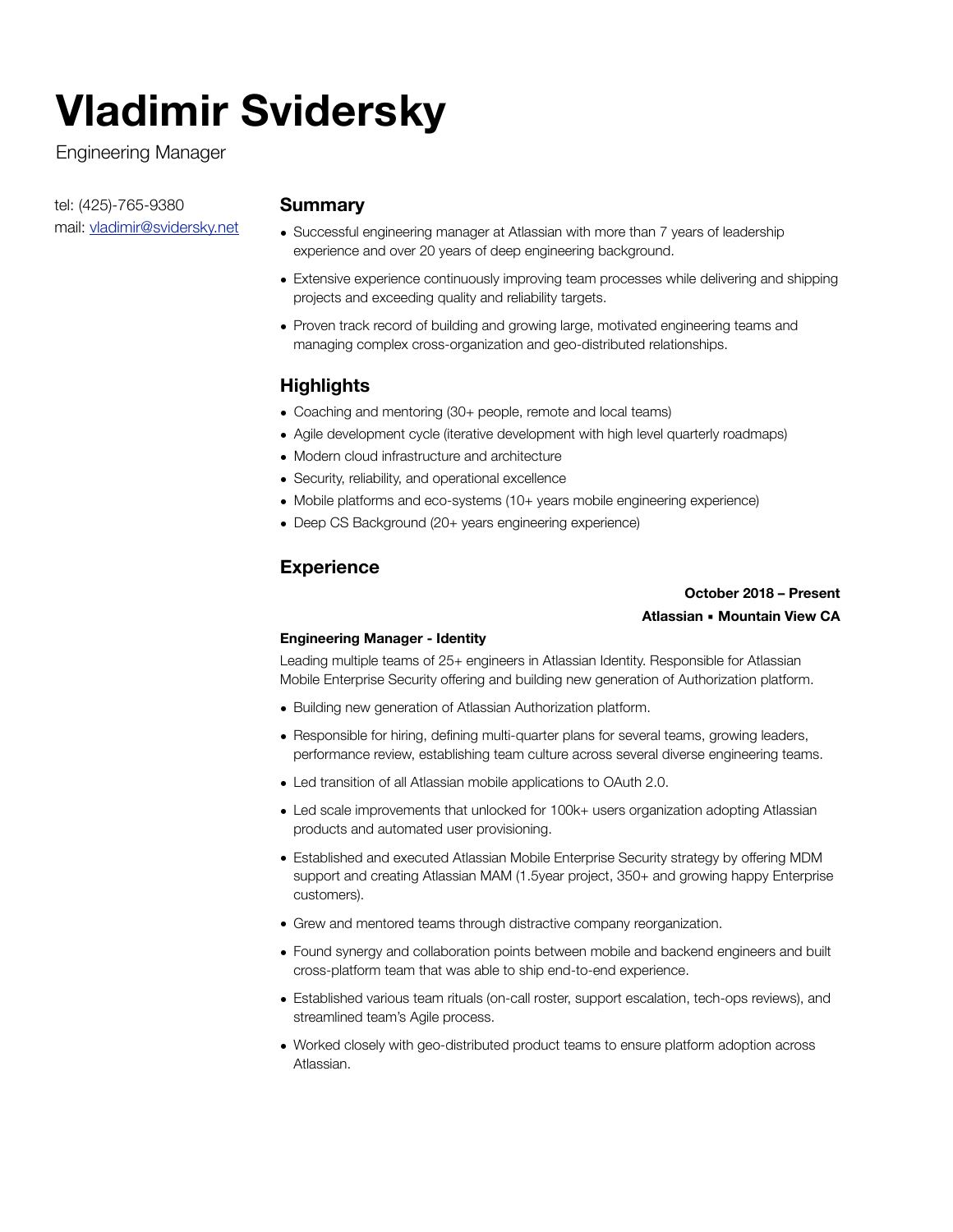# Vladimir Svidersky

Engineering Manager

tel: (425)-765-9380
mail: vladimir@svidersky.net

## Summary

- Successful engineering manager at Atlassian with more than 7 years of leadership experience and over 20 years of deep engineering background.
- Extensive experience continuously improving team processes while delivering and shipping projects and exceeding quality and reliability targets.
- Proven track record of building and growing large, motivated engineering teams and managing complex cross-organization and geo-distributed relationships.

## Highlights

- Coaching and mentoring (30+ people, remote and local teams)
- Agile development cycle (iterative development with high level quarterly roadmaps)
- Modern cloud infrastructure and architecture
- Security, reliability, and operational excellence
- Mobile platforms and eco-systems (10+ years mobile engineering experience)
- Deep CS Background (20+ years engineering experience)

## Experience

**October 2018 – Present**

**Atlassian ▪ Mountain View CA**

**Engineering Manager - Identity**

Leading multiple teams of 25+ engineers in Atlassian Identity. Responsible for Atlassian Mobile Enterprise Security offering and building new generation of Authorization platform.

- Building new generation of Atlassian Authorization platform.
- Responsible for hiring, defining multi-quarter plans for several teams, growing leaders, performance review, establishing team culture across several diverse engineering teams.
- Led transition of all Atlassian mobile applications to OAuth 2.0.
- Led scale improvements that unlocked for 100k+ users organization adopting Atlassian products and automated user provisioning.
- Established and executed Atlassian Mobile Enterprise Security strategy by offering MDM support and creating Atlassian MAM (1.5year project, 350+ and growing happy Enterprise customers).
- Grew and mentored teams through distractive company reorganization.
- Found synergy and collaboration points between mobile and backend engineers and built cross-platform team that was able to ship end-to-end experience.
- Established various team rituals (on-call roster, support escalation, tech-ops reviews), and streamlined team's Agile process.
- Worked closely with geo-distributed product teams to ensure platform adoption across Atlassian.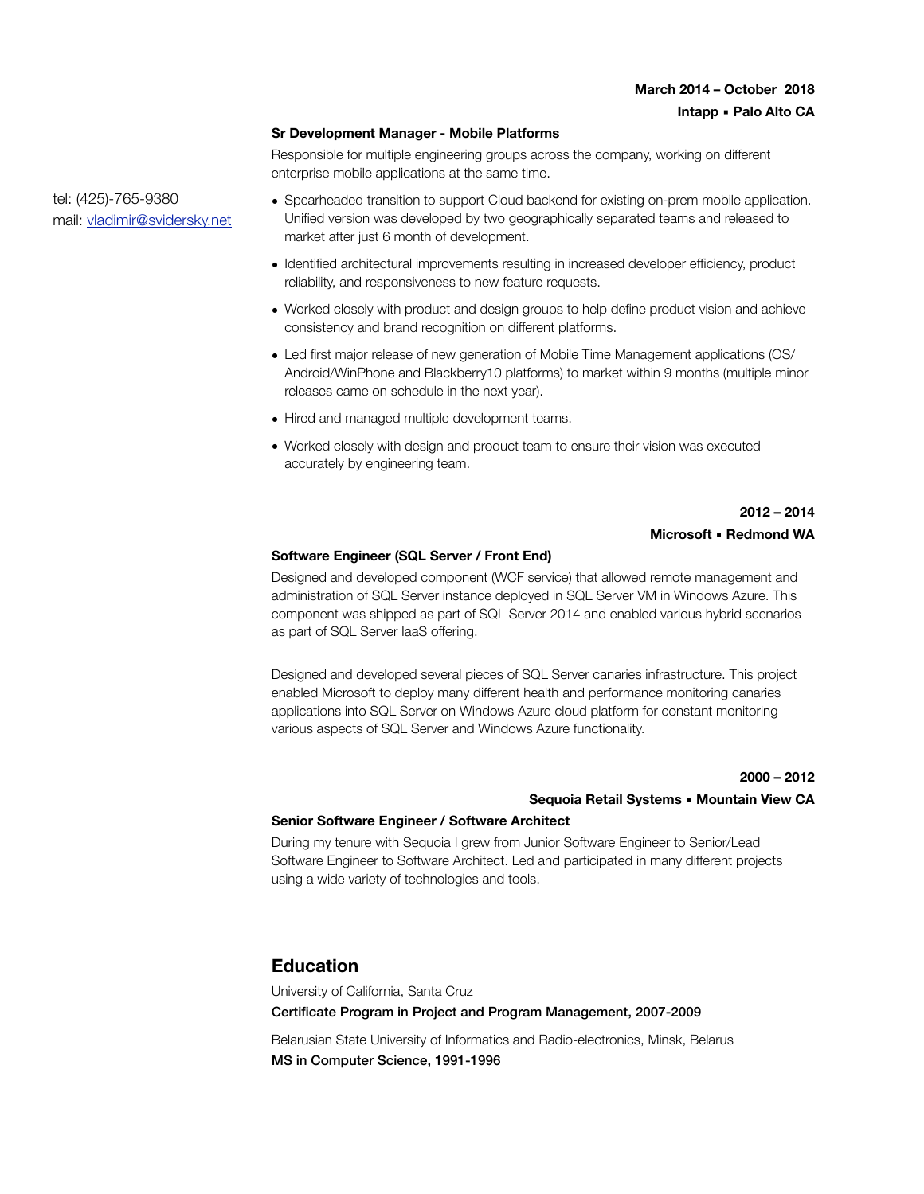tel: (425)-765-9380
mail: [vladimir@svidersky.net](mailto:vladimir@svidersky.net)

**March 2014 – October 2018**
**Intapp ▪ Palo Alto CA**

**Sr Development Manager - Mobile Platforms**

Responsible for multiple engineering groups across the company, working on different enterprise mobile applications at the same time.

- Spearheaded transition to support Cloud backend for existing on-prem mobile application. Unified version was developed by two geographically separated teams and released to market after just 6 month of development.
- Identified architectural improvements resulting in increased developer efficiency, product reliability, and responsiveness to new feature requests.
- Worked closely with product and design groups to help define product vision and achieve consistency and brand recognition on different platforms.
- Led first major release of new generation of Mobile Time Management applications (OS/Android/WinPhone and Blackberry10 platforms) to market within 9 months (multiple minor releases came on schedule in the next year).
- Hired and managed multiple development teams.
- Worked closely with design and product team to ensure their vision was executed accurately by engineering team.

**2012 – 2014**
**Microsoft ▪ Redmond WA**

**Software Engineer (SQL Server / Front End)**

Designed and developed component (WCF service) that allowed remote management and administration of SQL Server instance deployed in SQL Server VM in Windows Azure. This component was shipped as part of SQL Server 2014 and enabled various hybrid scenarios as part of SQL Server IaaS offering.

Designed and developed several pieces of SQL Server canaries infrastructure. This project enabled Microsoft to deploy many different health and performance monitoring canaries applications into SQL Server on Windows Azure cloud platform for constant monitoring various aspects of SQL Server and Windows Azure functionality.

**2000 – 2012**
**Sequoia Retail Systems ▪ Mountain View CA**

**Senior Software Engineer / Software Architect**

During my tenure with Sequoia I grew from Junior Software Engineer to Senior/Lead Software Engineer to Software Architect. Led and participated in many different projects using a wide variety of technologies and tools.

## Education

University of California, Santa Cruz
**Certificate Program in Project and Program Management, 2007-2009**

Belarusian State University of Informatics and Radio-electronics, Minsk, Belarus
**MS in Computer Science, 1991-1996**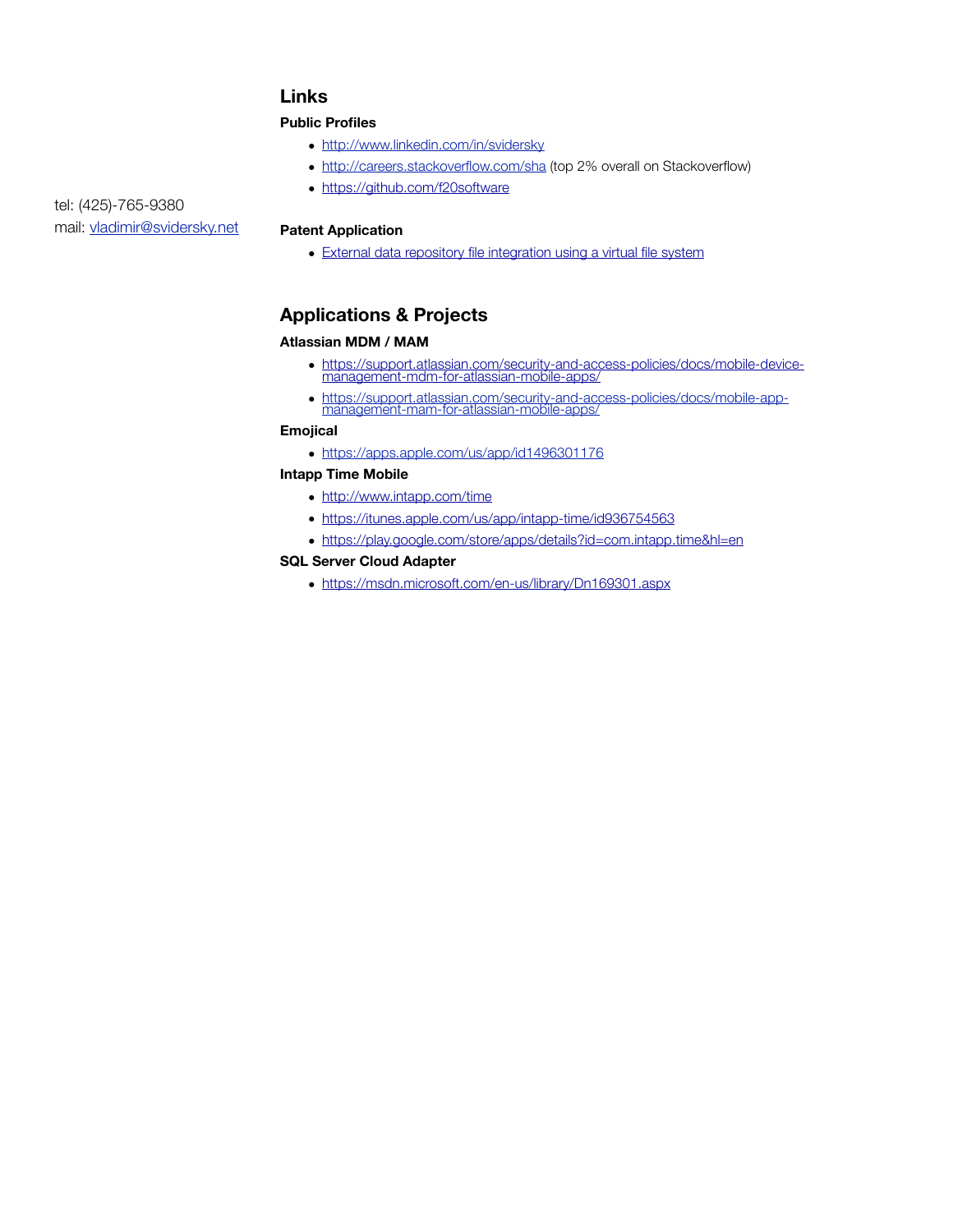tel: (425)-765-9380
mail: vladimir@svidersky.net

## Links

### Public Profiles

- http://www.linkedin.com/in/svidersky
- http://careers.stackoverflow.com/sha (top 2% overall on Stackoverflow)
- https://github.com/f20software

### Patent Application

- External data repository file integration using a virtual file system

## Applications & Projects

### Atlassian MDM / MAM

- https://support.atlassian.com/security-and-access-policies/docs/mobile-device-management-mdm-for-atlassian-mobile-apps/
- https://support.atlassian.com/security-and-access-policies/docs/mobile-app-management-mam-for-atlassian-mobile-apps/

### Emojical

- https://apps.apple.com/us/app/id1496301176

### Intapp Time Mobile

- http://www.intapp.com/time
- https://itunes.apple.com/us/app/intapp-time/id936754563
- https://play.google.com/store/apps/details?id=com.intapp.time&hl=en

### SQL Server Cloud Adapter

- https://msdn.microsoft.com/en-us/library/Dn169301.aspx